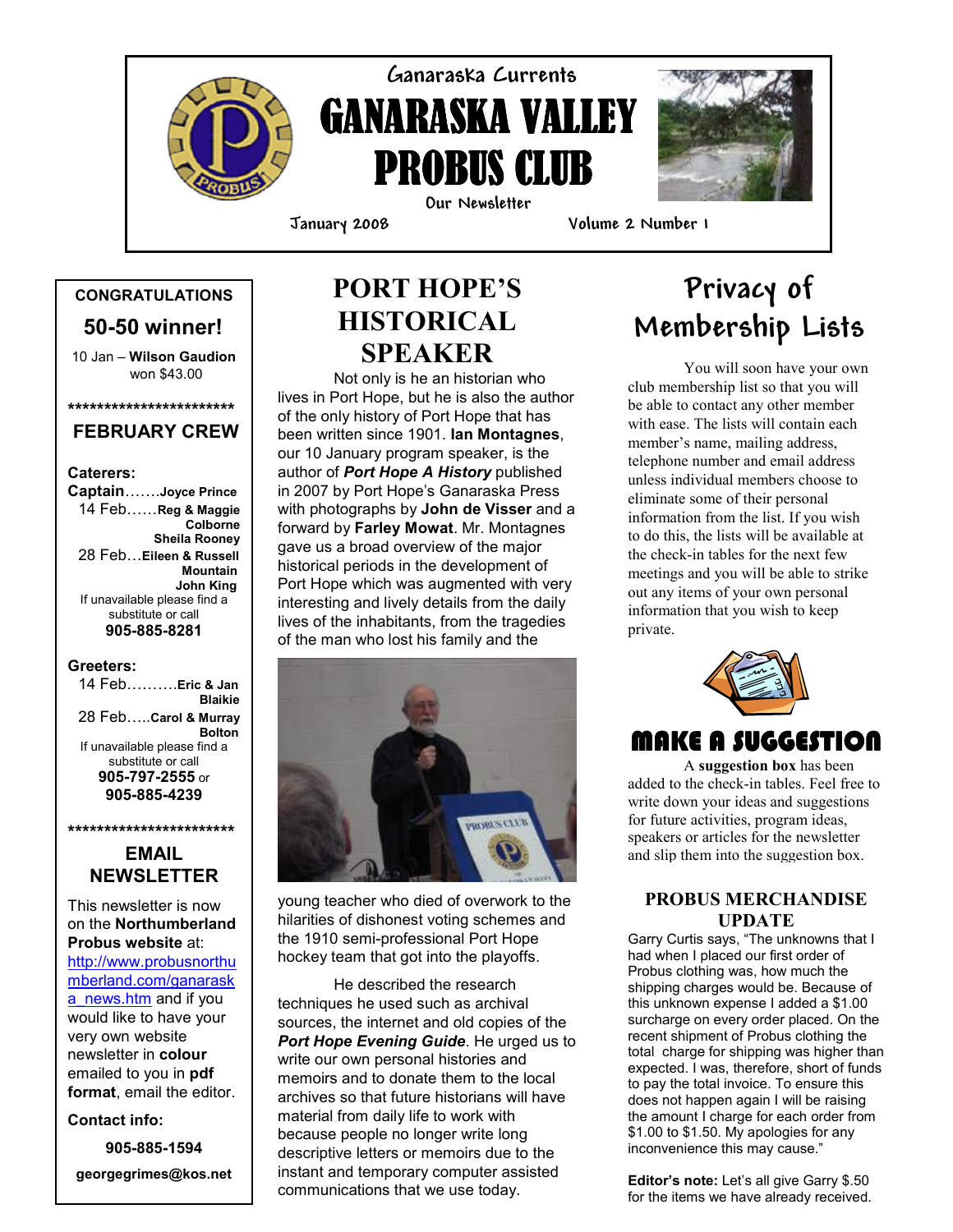Ganaraska Currents

# GANARASKA VALLEY PROBUS CLUB

Our Newsletter

January 2008 Volume 2 Number 1

**CONGRATULATIONS**

## 50-50 winner!

10 Jan – **Wilson Gaudion** won $43.00

************************

## FEBRUARY CREW

**Caterers:**

**Captain**…….**Joyce Prince**

14 Feb……**Reg & Maggie Colborne**
**Sheila Rooney**

28 Feb…**Eileen & Russell Mountain**
**John King**

If unavailable please find a substitute or call
**905-885-8281**

**Greeters:**

14 Feb……….**Eric & Jan Blaikie**

28 Feb…..**Carol & Murray Bolton**

If unavailable please find a substitute or call
**905-797-2555** or
**905-885-4239**

************************

## EMAIL NEWSLETTER

This newsletter is now on the **Northumberland Probus website** at: http://www.probusnorthumberland.com/ganaraska_news.htm and if you would like to have your very own website newsletter in **colour** emailed to you in **pdf format**, email the editor.

**Contact info:**

**905-885-1594**

**georgegrimes@kos.net**

# PORT HOPE'S HISTORICAL SPEAKER

Not only is he an historian who lives in Port Hope, but he is also the author of the only history of Port Hope that has been written since 1901. **Ian Montagnes**, our 10 January program speaker, is the author of ***Port Hope A History*** published in 2007 by Port Hope's Ganaraska Press with photographs by **John de Visser** and a forward by **Farley Mowat**. Mr. Montagnes gave us a broad overview of the major historical periods in the development of Port Hope which was augmented with very interesting and lively details from the daily lives of the inhabitants, from the tragedies of the man who lost his family and the young teacher who died of overwork to the hilarities of dishonest voting schemes and the 1910 semi-professional Port Hope hockey team that got into the playoffs.

He described the research techniques he used such as archival sources, the internet and old copies of the ***Port Hope Evening Guide***. He urged us to write our own personal histories and memoirs and to donate them to the local archives so that future historians will have material from daily life to work with because people no longer write long descriptive letters or memoirs due to the instant and temporary computer assisted communications that we use today.

# Privacy of Membership Lists

You will soon have your own club membership list so that you will be able to contact any other member with ease. The lists will contain each member's name, mailing address, telephone number and email address unless individual members choose to eliminate some of their personal information from the list. If you wish to do this, the lists will be available at the check-in tables for the next few meetings and you will be able to strike out any items of your own personal information that you wish to keep private.

# MAKE A SUGGESTION

A **suggestion box** has been added to the check-in tables. Feel free to write down your ideas and suggestions for future activities, program ideas, speakers or articles for the newsletter and slip them into the suggestion box.

### PROBUS MERCHANDISE UPDATE

Garry Curtis says, "The unknowns that I had when I placed our first order of Probus clothing was, how much the shipping charges would be. Because of this unknown expense I added a $1.00 surcharge on every order placed. On the recent shipment of Probus clothing the total charge for shipping was higher than expected. I was, therefore, short of funds to pay the total invoice. To ensure this does not happen again I will be raising the amount I charge for each order from $1.00 to $1.50. My apologies for any inconvenience this may cause."

**Editor's note:** Let's all give Garry $.50 for the items we have already received.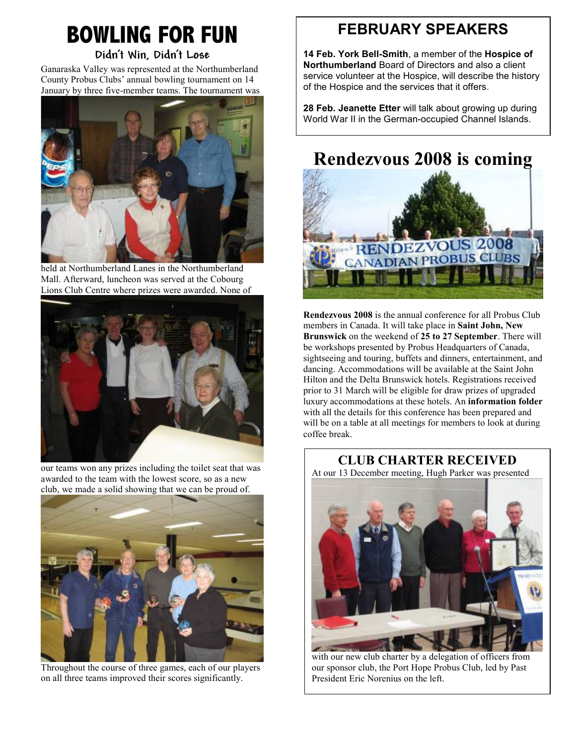# BOWLING FOR FUN

### Didn't Win, Didn't Lose

Ganaraska Valley was represented at the Northumberland County Probus Clubs' annual bowling tournament on 14 January by three five-member teams. The tournament was held at Northumberland Lanes in the Northumberland Mall. Afterward, luncheon was served at the Cobourg Lions Club Centre where prizes were awarded. None of our teams won any prizes including the toilet seat that was awarded to the team with the lowest score, so as a new club, we made a solid showing that we can be proud of.

Throughout the course of three games, each of our players on all three teams improved their scores significantly.

## FEBRUARY SPEAKERS

**14 Feb. York Bell-Smith**, a member of the **Hospice of Northumberland** Board of Directors and also a client service volunteer at the Hospice, will describe the history of the Hospice and the services that it offers.

**28 Feb. Jeanette Etter** will talk about growing up during World War II in the German-occupied Channel Islands.

# Rendezvous 2008 is coming

**Rendezvous 2008** is the annual conference for all Probus Club members in Canada. It will take place in **Saint John, New Brunswick** on the weekend of **25 to 27 September**. There will be workshops presented by Probus Headquarters of Canada, sightseeing and touring, buffets and dinners, entertainment, and dancing. Accommodations will be available at the Saint John Hilton and the Delta Brunswick hotels. Registrations received prior to 31 March will be eligible for draw prizes of upgraded luxury accommodations at these hotels. An **information folder** with all the details for this conference has been prepared and will be on a table at all meetings for members to look at during coffee break.

## CLUB CHARTER RECEIVED

At our 13 December meeting, Hugh Parker was presented with our new club charter by a delegation of officers from our sponsor club, the Port Hope Probus Club, led by Past President Eric Norenius on the left.